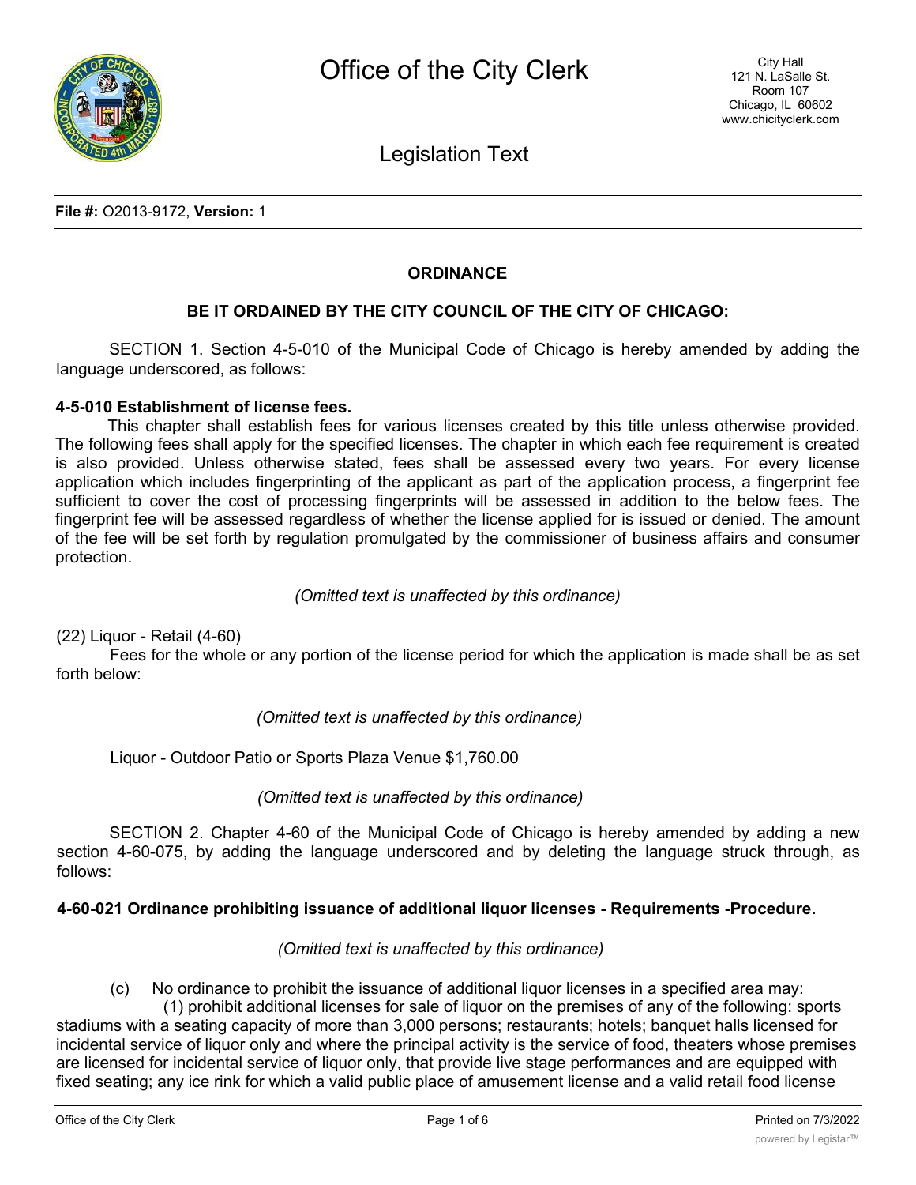# Office of the City Clerk

City Hall
121 N. LaSalle St.
Room 107
Chicago, IL 60602
www.chicityclerk.com

## Legislation Text

**File #:** O2013-9172, **Version:** 1

**ORDINANCE**

**BE IT ORDAINED BY THE CITY COUNCIL OF THE CITY OF CHICAGO:**

SECTION 1. Section 4-5-010 of the Municipal Code of Chicago is hereby amended by adding the language underscored, as follows:

**4-5-010 Establishment of license fees.**

This chapter shall establish fees for various licenses created by this title unless otherwise provided. The following fees shall apply for the specified licenses. The chapter in which each fee requirement is created is also provided. Unless otherwise stated, fees shall be assessed every two years. For every license application which includes fingerprinting of the applicant as part of the application process, a fingerprint fee sufficient to cover the cost of processing fingerprints will be assessed in addition to the below fees. The fingerprint fee will be assessed regardless of whether the license applied for is issued or denied. The amount of the fee will be set forth by regulation promulgated by the commissioner of business affairs and consumer protection.

*(Omitted text is unaffected by this ordinance)*

(22) Liquor - Retail (4-60)

Fees for the whole or any portion of the license period for which the application is made shall be as set forth below:

*(Omitted text is unaffected by this ordinance)*

Liquor - Outdoor Patio or Sports Plaza Venue $1,760.00

*(Omitted text is unaffected by this ordinance)*

SECTION 2. Chapter 4-60 of the Municipal Code of Chicago is hereby amended by adding a new section 4-60-075, by adding the language underscored and by deleting the language struck through, as follows:

**4-60-021 Ordinance prohibiting issuance of additional liquor licenses - Requirements -Procedure.**

*(Omitted text is unaffected by this ordinance)*

(c) No ordinance to prohibit the issuance of additional liquor licenses in a specified area may:

(1) prohibit additional licenses for sale of liquor on the premises of any of the following: sports stadiums with a seating capacity of more than 3,000 persons; restaurants; hotels; banquet halls licensed for incidental service of liquor only and where the principal activity is the service of food, theaters whose premises are licensed for incidental service of liquor only, that provide live stage performances and are equipped with fixed seating; any ice rink for which a valid public place of amusement license and a valid retail food license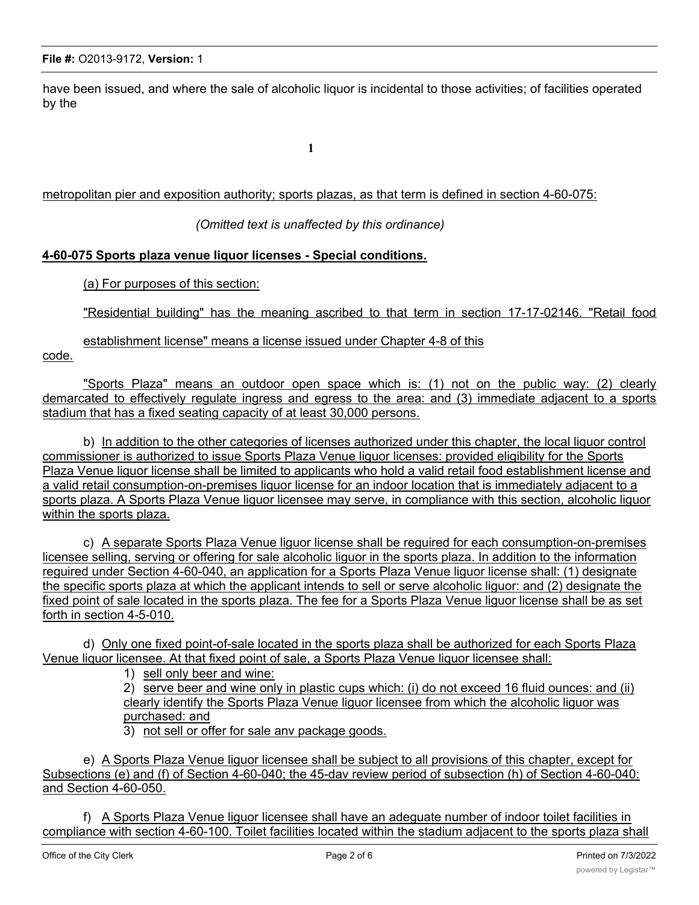have been issued, and where the sale of alcoholic liquor is incidental to those activities; of facilities operated by the

metropolitan pier and exposition authority; sports plazas, as that term is defined in section 4-60-075:

*(Omitted text is unaffected by this ordinance)*

**4-60-075 Sports plaza venue liquor licenses - Special conditions.**

(a) For purposes of this section:

"Residential building" has the meaning ascribed to that term in section 17-17-02146. "Retail food establishment license" means a license issued under Chapter 4-8 of this code.

"Sports Plaza" means an outdoor open space which is: (1) not on the public way: (2) clearly demarcated to effectively regulate ingress and egress to the area: and (3) immediate adjacent to a sports stadium that has a fixed seating capacity of at least 30,000 persons.

b) In addition to the other categories of licenses authorized under this chapter, the local liquor control commissioner is authorized to issue Sports Plaza Venue liquor licenses: provided eligibility for the Sports Plaza Venue liquor license shall be limited to applicants who hold a valid retail food establishment license and a valid retail consumption-on-premises liquor license for an indoor location that is immediately adjacent to a sports plaza. A Sports Plaza Venue liquor licensee may serve, in compliance with this section, alcoholic liquor within the sports plaza.

c) A separate Sports Plaza Venue liquor license shall be required for each consumption-on-premises licensee selling, serving or offering for sale alcoholic liquor in the sports plaza. In addition to the information required under Section 4-60-040, an application for a Sports Plaza Venue liquor license shall: (1) designate the specific sports plaza at which the applicant intends to sell or serve alcoholic liquor: and (2) designate the fixed point of sale located in the sports plaza. The fee for a Sports Plaza Venue liquor license shall be as set forth in section 4-5-010.

d) Only one fixed point-of-sale located in the sports plaza shall be authorized for each Sports Plaza Venue liquor licensee. At that fixed point of sale, a Sports Plaza Venue liquor licensee shall:

1) sell only beer and wine:
2) serve beer and wine only in plastic cups which: (i) do not exceed 16 fluid ounces: and (ii) clearly identify the Sports Plaza Venue liquor licensee from which the alcoholic liquor was purchased: and
3) not sell or offer for sale anv package goods.

e) A Sports Plaza Venue liquor licensee shall be subject to all provisions of this chapter, except for Subsections (e) and (f) of Section 4-60-040; the 45-dav review period of subsection (h) of Section 4-60-040: and Section 4-60-050.

f) A Sports Plaza Venue liquor licensee shall have an adequate number of indoor toilet facilities in compliance with section 4-60-100. Toilet facilities located within the stadium adjacent to the sports plaza shall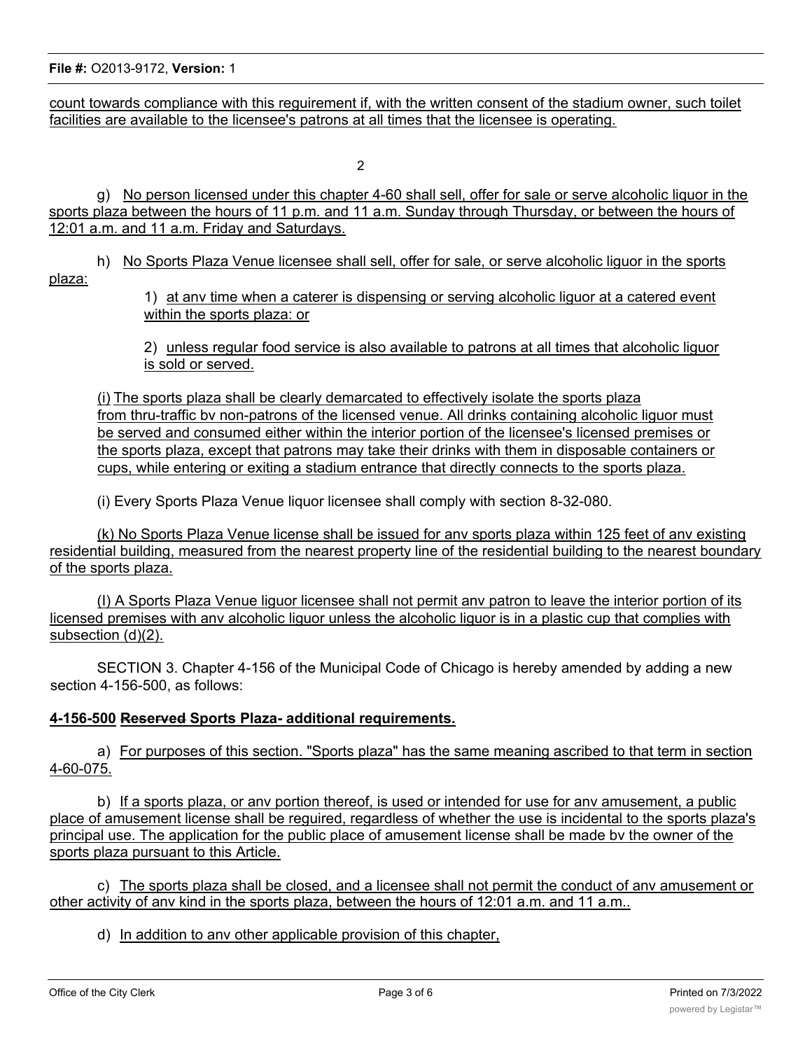count towards compliance with this requirement if, with the written consent of the stadium owner, such toilet facilities are available to the licensee's patrons at all times that the licensee is operating.

g) No person licensed under this chapter 4-60 shall sell, offer for sale or serve alcoholic liquor in the sports plaza between the hours of 11 p.m. and 11 a.m. Sunday through Thursday, or between the hours of 12:01 a.m. and 11 a.m. Friday and Saturdays.

h) No Sports Plaza Venue licensee shall sell, offer for sale, or serve alcoholic liquor in the sports plaza:

1) at anv time when a caterer is dispensing or serving alcoholic liquor at a catered event within the sports plaza: or

2) unless regular food service is also available to patrons at all times that alcoholic liquor is sold or served.

(i) The sports plaza shall be clearly demarcated to effectively isolate the sports plaza from thru-traffic bv non-patrons of the licensed venue. All drinks containing alcoholic liquor must be served and consumed either within the interior portion of the licensee's licensed premises or the sports plaza, except that patrons may take their drinks with them in disposable containers or cups, while entering or exiting a stadium entrance that directly connects to the sports plaza.

(i) Every Sports Plaza Venue liquor licensee shall comply with section 8-32-080.

(k) No Sports Plaza Venue license shall be issued for anv sports plaza within 125 feet of anv existing residential building, measured from the nearest property line of the residential building to the nearest boundary of the sports plaza.

(I) A Sports Plaza Venue liquor licensee shall not permit anv patron to leave the interior portion of its licensed premises with anv alcoholic liquor unless the alcoholic liquor is in a plastic cup that complies with subsection (d)(2).

SECTION 3. Chapter 4-156 of the Municipal Code of Chicago is hereby amended by adding a new section 4-156-500, as follows:

**4-156-500 ~~Reserved~~ Sports Plaza- additional requirements.**

a) For purposes of this section. "Sports plaza" has the same meaning ascribed to that term in section 4-60-075.

b) If a sports plaza, or anv portion thereof, is used or intended for use for anv amusement, a public place of amusement license shall be required, regardless of whether the use is incidental to the sports plaza's principal use. The application for the public place of amusement license shall be made bv the owner of the sports plaza pursuant to this Article.

c) The sports plaza shall be closed, and a licensee shall not permit the conduct of anv amusement or other activity of anv kind in the sports plaza, between the hours of 12:01 a.m. and 11 a.m..

d) In addition to anv other applicable provision of this chapter,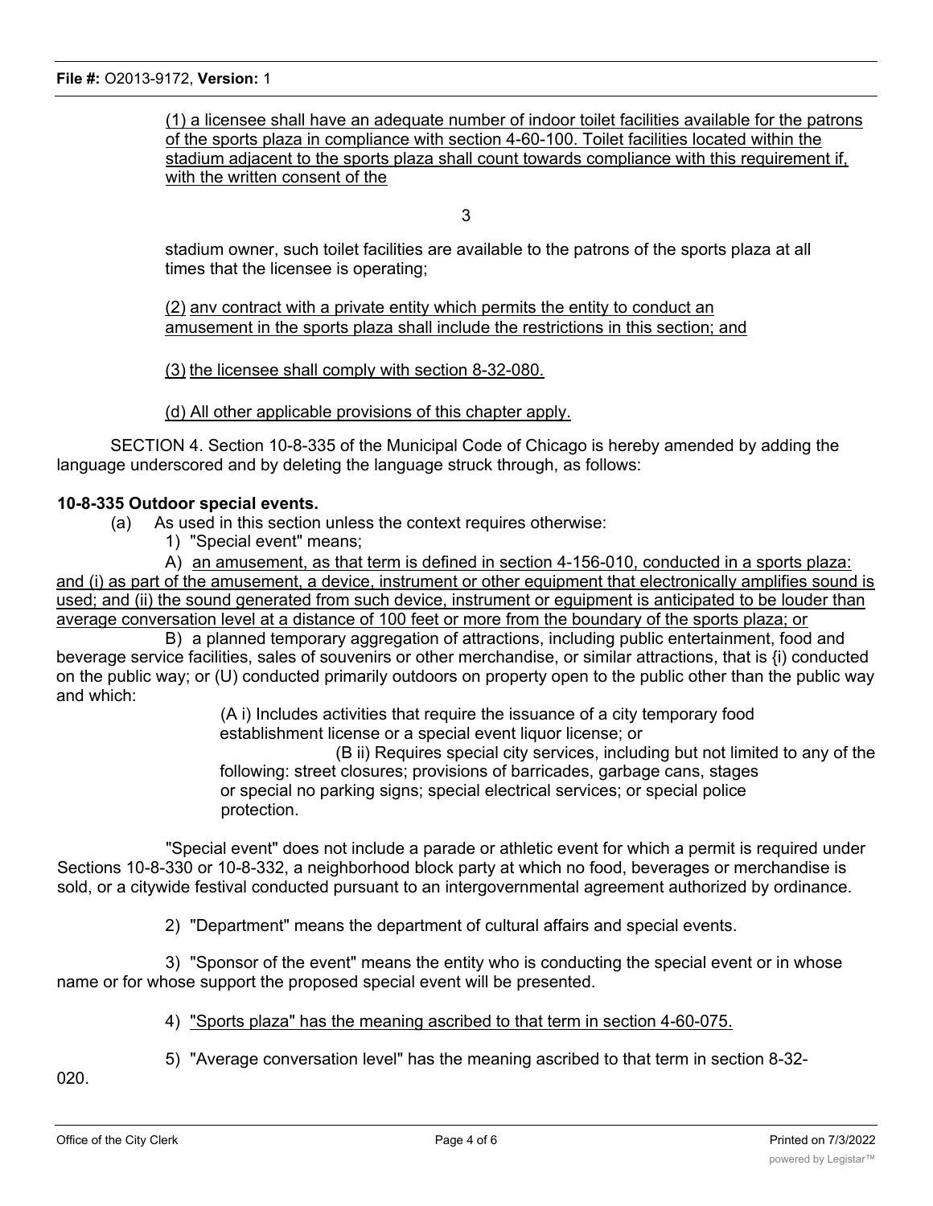(1) a licensee shall have an adequate number of indoor toilet facilities available for the patrons of the sports plaza in compliance with section 4-60-100. Toilet facilities located within the stadium adjacent to the sports plaza shall count towards compliance with this requirement if, with the written consent of the

stadium owner, such toilet facilities are available to the patrons of the sports plaza at all times that the licensee is operating;

(2) anv contract with a private entity which permits the entity to conduct an amusement in the sports plaza shall include the restrictions in this section; and

(3) the licensee shall comply with section 8-32-080.

(d) All other applicable provisions of this chapter apply.

SECTION 4. Section 10-8-335 of the Municipal Code of Chicago is hereby amended by adding the language underscored and by deleting the language struck through, as follows:

**10-8-335 Outdoor special events.**

(a) As used in this section unless the context requires otherwise:

1) "Special event" means;

A) an amusement, as that term is defined in section 4-156-010, conducted in a sports plaza: and (i) as part of the amusement, a device, instrument or other equipment that electronically amplifies sound is used; and (ii) the sound generated from such device, instrument or equipment is anticipated to be louder than average conversation level at a distance of 100 feet or more from the boundary of the sports plaza; or

B) a planned temporary aggregation of attractions, including public entertainment, food and beverage service facilities, sales of souvenirs or other merchandise, or similar attractions, that is {i) conducted on the public way; or (U) conducted primarily outdoors on property open to the public other than the public way and which:

(A i) Includes activities that require the issuance of a city temporary food establishment license or a special event liquor license; or

(B ii) Requires special city services, including but not limited to any of the following: street closures; provisions of barricades, garbage cans, stages or special no parking signs; special electrical services; or special police protection.

"Special event" does not include a parade or athletic event for which a permit is required under Sections 10-8-330 or 10-8-332, a neighborhood block party at which no food, beverages or merchandise is sold, or a citywide festival conducted pursuant to an intergovernmental agreement authorized by ordinance.

2) "Department" means the department of cultural affairs and special events.

3) "Sponsor of the event" means the entity who is conducting the special event or in whose name or for whose support the proposed special event will be presented.

4) "Sports plaza" has the meaning ascribed to that term in section 4-60-075.

5) "Average conversation level" has the meaning ascribed to that term in section 8-32-020.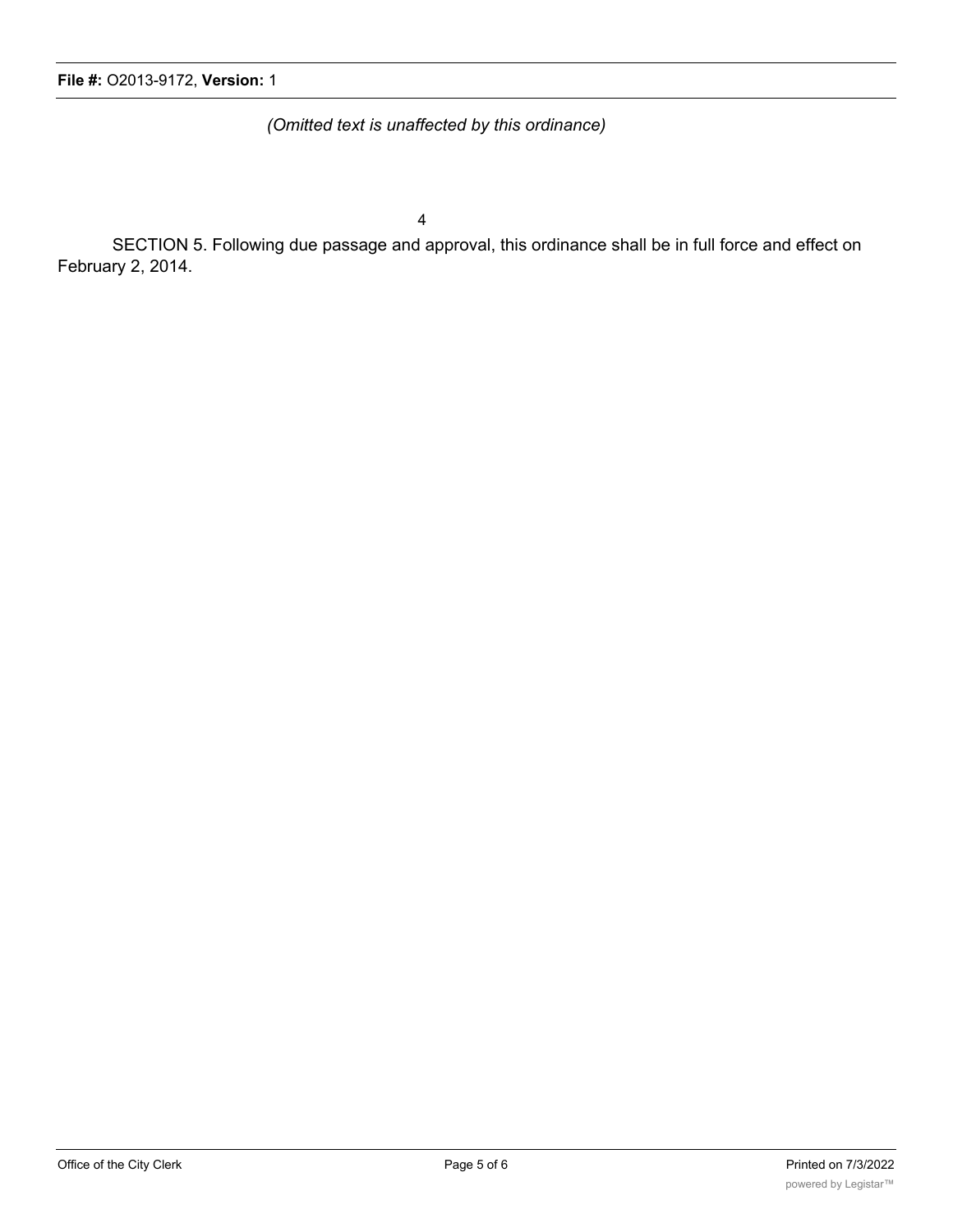*(Omitted text is unaffected by this ordinance)*

SECTION 5. Following due passage and approval, this ordinance shall be in full force and effect on February 2, 2014.